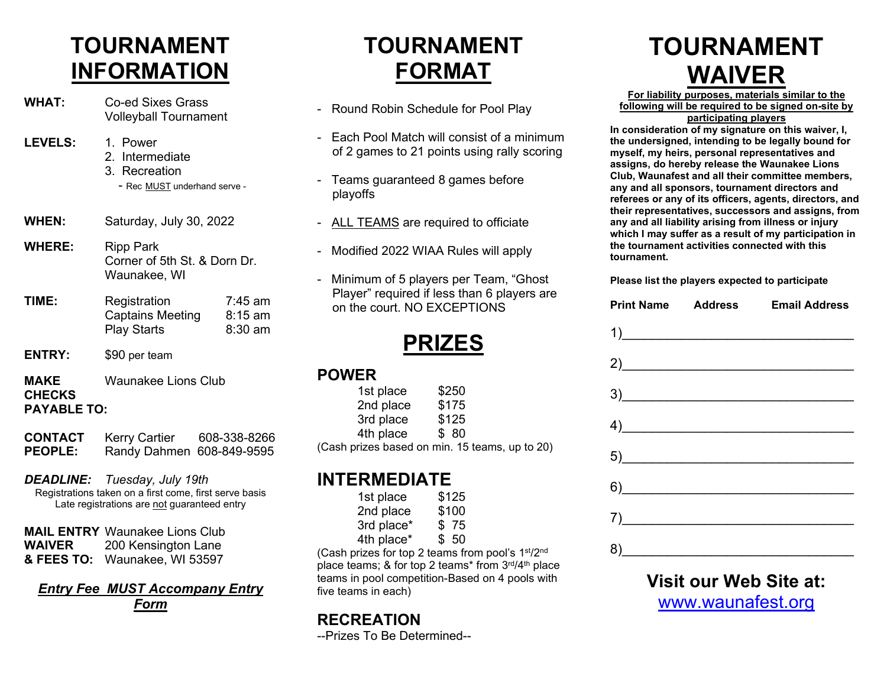# TOURNAMENT INFORMATION

**WHAT:** Co-ed Sixes Grass Volleyball Tournament

**LEVELS:**
1. Power
2. Intermediate
3. Recreation
   - Rec MUST underhand serve -

**WHEN:** Saturday, July 30, 2022

**WHERE:** Ripp Park
Corner of 5th St. & Dorn Dr.
Waunakee, WI

**TIME:**

| | |
|---|---|
| Registration | 7:45 am |
| Captains Meeting | 8:15 am |
| Play Starts | 8:30 am |

**ENTRY:** $90 per team

**MAKE CHECKS PAYABLE TO:** Waunakee Lions Club

**CONTACT PEOPLE:**

| | |
|---|---|
| Kerry Cartier | 608-338-8266 |
| Randy Dahmen | 608-849-9595 |

***DEADLINE:*** *Tuesday, July 19th*

Registrations taken on a first come, first serve basis
Late registrations are not guaranteed entry

**MAIL ENTRY WAIVER & FEES TO:** Waunakee Lions Club
200 Kensington Lane
Waunakee, WI 53597

***Entry Fee MUST Accompany Entry Form***

# TOURNAMENT FORMAT

- Round Robin Schedule for Pool Play
- Each Pool Match will consist of a minimum of 2 games to 21 points using rally scoring
- Teams guaranteed 8 games before playoffs
- ALL TEAMS are required to officiate
- Modified 2022 WIAA Rules will apply
- Minimum of 5 players per Team, "Ghost Player" required if less than 6 players are on the court. NO EXCEPTIONS

# PRIZES

## POWER

| | |
|---|---|
| 1st place | $250 |
| 2nd place | $175 |
| 3rd place | $125 |
| 4th place | $ 80 |

(Cash prizes based on min. 15 teams, up to 20)

## INTERMEDIATE

| | |
|---|---|
| 1st place | $125 |
| 2nd place | $100 |
| 3rd place* | $ 75 |
| 4th place* | $ 50 |

(Cash prizes for top 2 teams from pool's 1st/2nd place teams; & for top 2 teams* from 3rd/4th place teams in pool competition-Based on 4 pools with five teams in each)

## RECREATION

--Prizes To Be Determined--

# TOURNAMENT WAIVER

**For liability purposes, materials similar to the following will be required to be signed on-site by participating players**

**In consideration of my signature on this waiver, I, the undersigned, intending to be legally bound for myself, my heirs, personal representatives and assigns, do hereby release the Waunakee Lions Club, Waunafest and all their committee members, any and all sponsors, tournament directors and referees or any of its officers, agents, directors, and their representatives, successors and assigns, from any and all liability arising from illness or injury which I may suffer as a result of my participation in the tournament activities connected with this tournament.**

**Please list the players expected to participate**

**Print Name Address Email Address**

1)________________________________

2)________________________________

3)________________________________

4)________________________________

5)________________________________

6)________________________________

7)________________________________

8)________________________________

**Visit our Web Site at:**
www.waunafest.org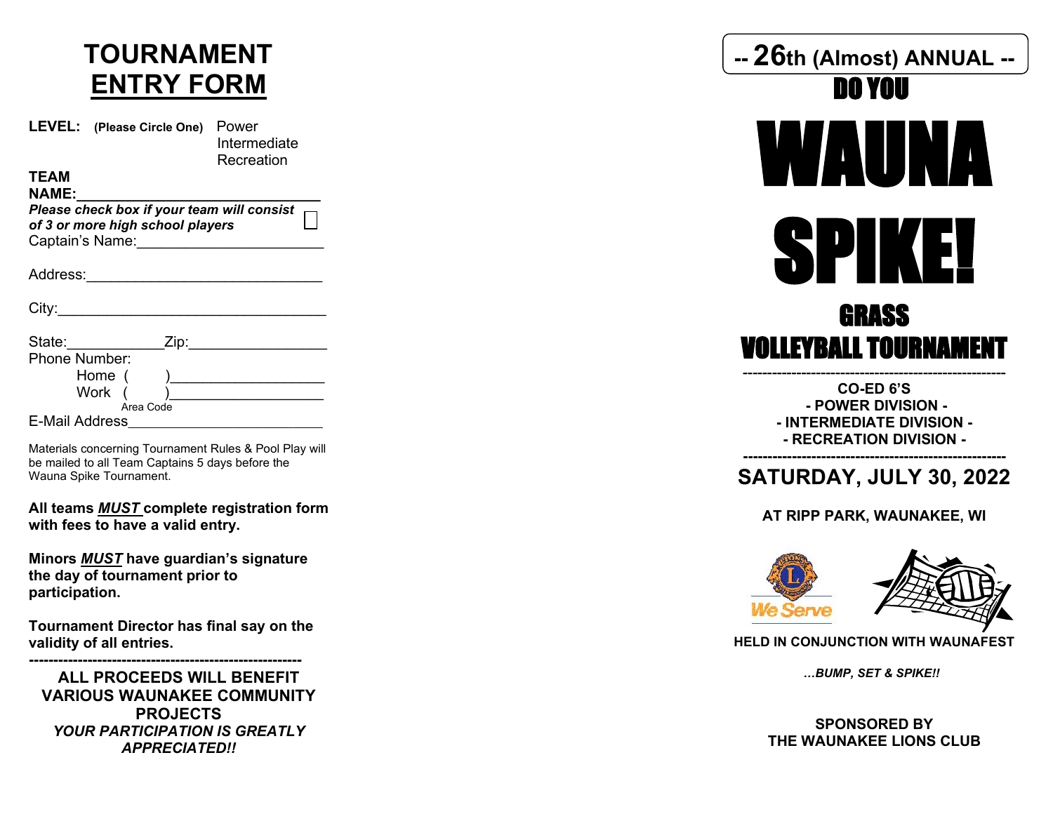# TOURNAMENT ENTRY FORM

**LEVEL:** **(Please Circle One)** Power
Intermediate
Recreation

**TEAM NAME:**______________________________

***Please check box if your team will consist of 3 or more high school players*** ☐

Captain's Name:________________________

Address:______________________________

City:_________________________________

State:____________Zip:_________________

Phone Number:
Home ( )___________________
Work ( )___________________
Area Code

E-Mail Address_________________________

Materials concerning Tournament Rules & Pool Play will be mailed to all Team Captains 5 days before the Wauna Spike Tournament.

**All teams *MUST* complete registration form with fees to have a valid entry.**

**Minors *MUST* have guardian's signature the day of tournament prior to participation.**

**Tournament Director has final say on the validity of all entries.**

---

**ALL PROCEEDS WILL BENEFIT VARIOUS WAUNAKEE COMMUNITY PROJECTS**

***YOUR PARTICIPATION IS GREATLY APPRECIATED!!***

**-- 26th (Almost) ANNUAL --**

# DO YOU WAUNA SPIKE!

## GRASS VOLLEYBALL TOURNAMENT

---

**CO-ED 6'S**
**- POWER DIVISION -**
**- INTERMEDIATE DIVISION -**
**- RECREATION DIVISION -**

---

## SATURDAY, JULY 30, 2022

**AT RIPP PARK, WAUNAKEE, WI**

We Serve

**HELD IN CONJUNCTION WITH WAUNAFEST**

***…BUMP, SET & SPIKE!!***

**SPONSORED BY THE WAUNAKEE LIONS CLUB**